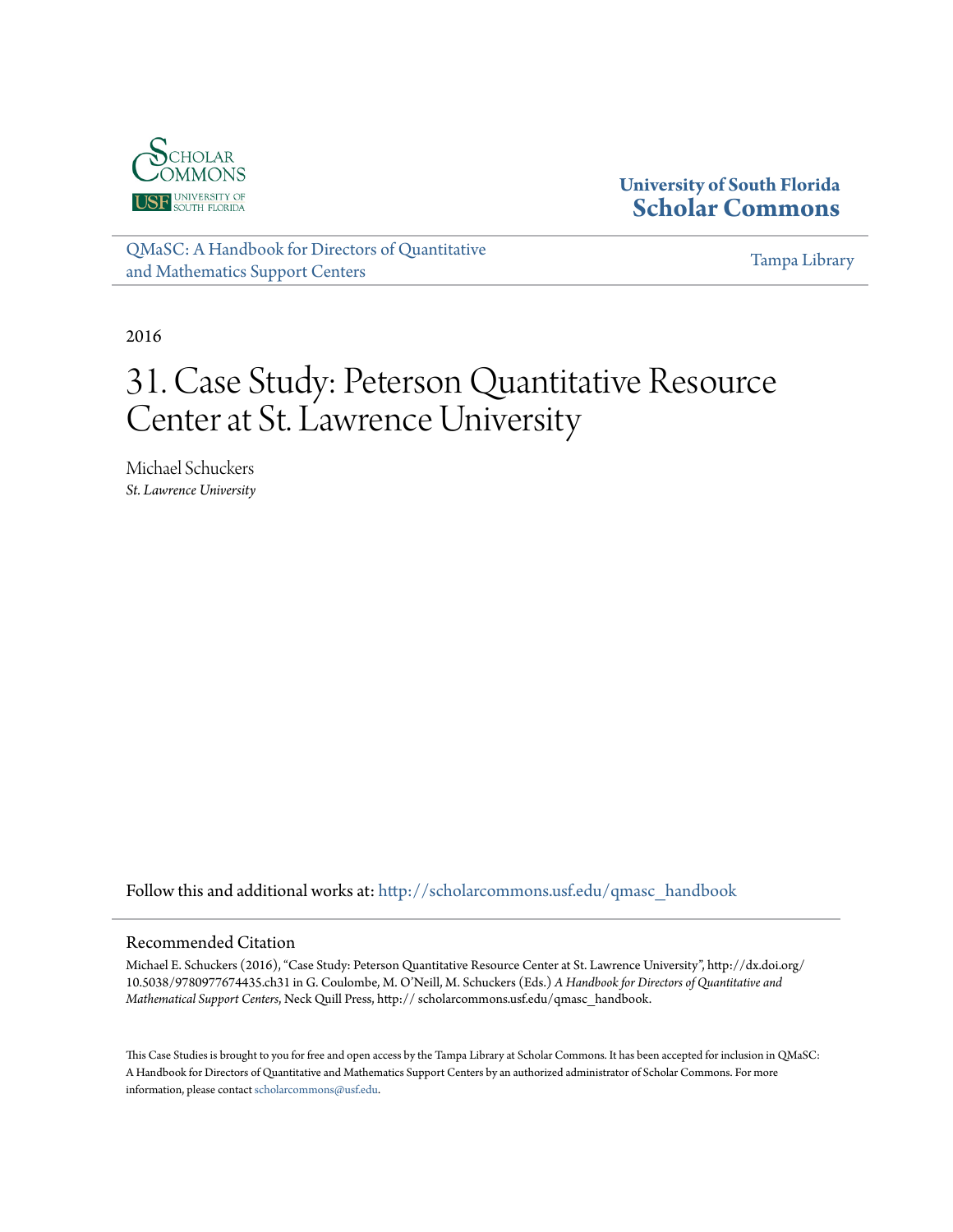University of South Florida
Scholar Commons

QMaSC: A Handbook for Directors of Quantitative and Mathematics Support Centers

Tampa Library

2016

# 31. Case Study: Peterson Quantitative Resource Center at St. Lawrence University

Michael Schuckers
*St. Lawrence University*

Follow this and additional works at: http://scholarcommons.usf.edu/qmasc_handbook

## Recommended Citation

Michael E. Schuckers (2016), "Case Study: Peterson Quantitative Resource Center at St. Lawrence University", http://dx.doi.org/10.5038/9780977674435.ch31 in G. Coulombe, M. O'Neill, M. Schuckers (Eds.) *A Handbook for Directors of Quantitative and Mathematical Support Centers*, Neck Quill Press, http:// scholarcommons.usf.edu/qmasc_handbook.

This Case Studies is brought to you for free and open access by the Tampa Library at Scholar Commons. It has been accepted for inclusion in QMaSC: A Handbook for Directors of Quantitative and Mathematics Support Centers by an authorized administrator of Scholar Commons. For more information, please contact scholarcommons@usf.edu.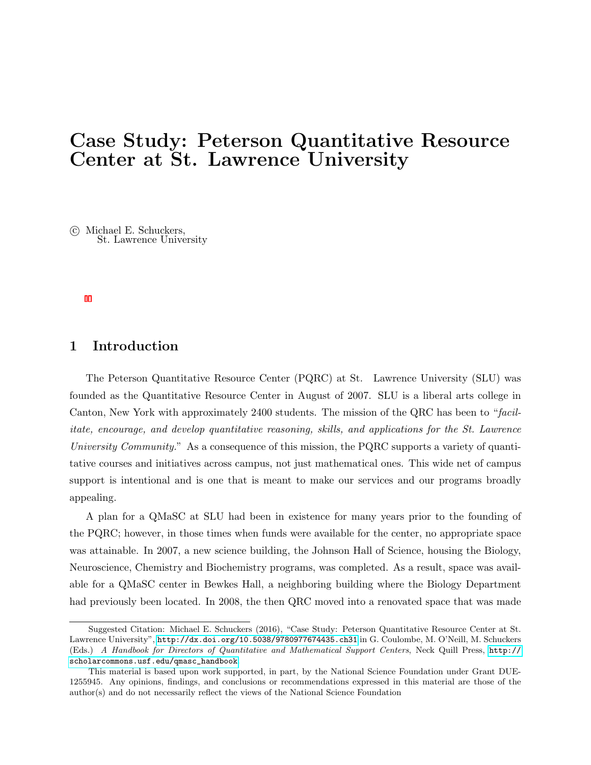# Case Study: Peterson Quantitative Resource Center at St. Lawrence University

© Michael E. Schuckers,
St. Lawrence University

## 1 Introduction

The Peterson Quantitative Resource Center (PQRC) at St. Lawrence University (SLU) was founded as the Quantitative Resource Center in August of 2007. SLU is a liberal arts college in Canton, New York with approximately 2400 students. The mission of the QRC has been to "*facilitate, encourage, and develop quantitative reasoning, skills, and applications for the St. Lawrence University Community.*" As a consequence of this mission, the PQRC supports a variety of quantitative courses and initiatives across campus, not just mathematical ones. This wide net of campus support is intentional and is one that is meant to make our services and our programs broadly appealing.

A plan for a QMaSC at SLU had been in existence for many years prior to the founding of the PQRC; however, in those times when funds were available for the center, no appropriate space was attainable. In 2007, a new science building, the Johnson Hall of Science, housing the Biology, Neuroscience, Chemistry and Biochemistry programs, was completed. As a result, space was available for a QMaSC center in Bewkes Hall, a neighboring building where the Biology Department had previously been located. In 2008, the then QRC moved into a renovated space that was made

Suggested Citation: Michael E. Schuckers (2016), "Case Study: Peterson Quantitative Resource Center at St. Lawrence University", http://dx.doi.org/10.5038/9780977674435.ch31 in G. Coulombe, M. O'Neill, M. Schuckers (Eds.) *A Handbook for Directors of Quantitative and Mathematical Support Centers*, Neck Quill Press, http://scholarcommons.usf.edu/qmasc_handbook

This material is based upon work supported, in part, by the National Science Foundation under Grant DUE-1255945. Any opinions, findings, and conclusions or recommendations expressed in this material are those of the author(s) and do not necessarily reflect the views of the National Science Foundation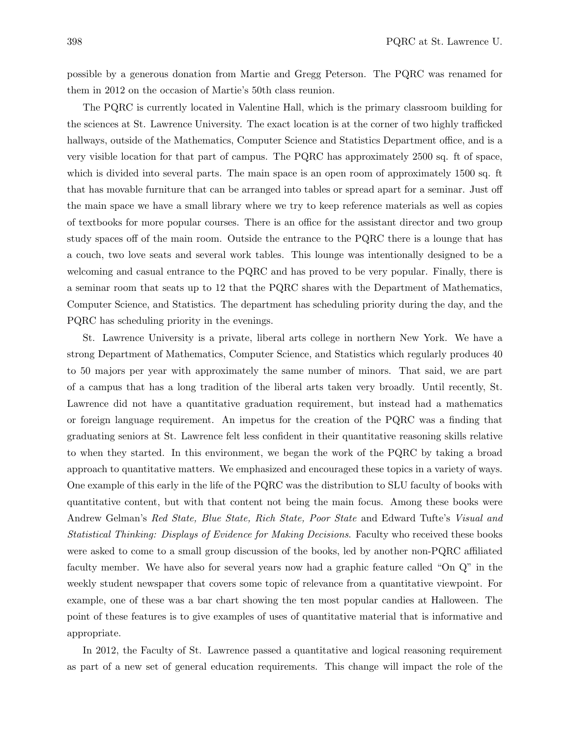possible by a generous donation from Martie and Gregg Peterson. The PQRC was renamed for them in 2012 on the occasion of Martie's 50th class reunion.

The PQRC is currently located in Valentine Hall, which is the primary classroom building for the sciences at St. Lawrence University. The exact location is at the corner of two highly trafficked hallways, outside of the Mathematics, Computer Science and Statistics Department office, and is a very visible location for that part of campus. The PQRC has approximately 2500 sq. ft of space, which is divided into several parts. The main space is an open room of approximately 1500 sq. ft that has movable furniture that can be arranged into tables or spread apart for a seminar. Just off the main space we have a small library where we try to keep reference materials as well as copies of textbooks for more popular courses. There is an office for the assistant director and two group study spaces off of the main room. Outside the entrance to the PQRC there is a lounge that has a couch, two love seats and several work tables. This lounge was intentionally designed to be a welcoming and casual entrance to the PQRC and has proved to be very popular. Finally, there is a seminar room that seats up to 12 that the PQRC shares with the Department of Mathematics, Computer Science, and Statistics. The department has scheduling priority during the day, and the PQRC has scheduling priority in the evenings.

St. Lawrence University is a private, liberal arts college in northern New York. We have a strong Department of Mathematics, Computer Science, and Statistics which regularly produces 40 to 50 majors per year with approximately the same number of minors. That said, we are part of a campus that has a long tradition of the liberal arts taken very broadly. Until recently, St. Lawrence did not have a quantitative graduation requirement, but instead had a mathematics or foreign language requirement. An impetus for the creation of the PQRC was a finding that graduating seniors at St. Lawrence felt less confident in their quantitative reasoning skills relative to when they started. In this environment, we began the work of the PQRC by taking a broad approach to quantitative matters. We emphasized and encouraged these topics in a variety of ways. One example of this early in the life of the PQRC was the distribution to SLU faculty of books with quantitative content, but with that content not being the main focus. Among these books were Andrew Gelman's *Red State, Blue State, Rich State, Poor State* and Edward Tufte's *Visual and Statistical Thinking: Displays of Evidence for Making Decisions*. Faculty who received these books were asked to come to a small group discussion of the books, led by another non-PQRC affiliated faculty member. We have also for several years now had a graphic feature called "On Q" in the weekly student newspaper that covers some topic of relevance from a quantitative viewpoint. For example, one of these was a bar chart showing the ten most popular candies at Halloween. The point of these features is to give examples of uses of quantitative material that is informative and appropriate.

In 2012, the Faculty of St. Lawrence passed a quantitative and logical reasoning requirement as part of a new set of general education requirements. This change will impact the role of the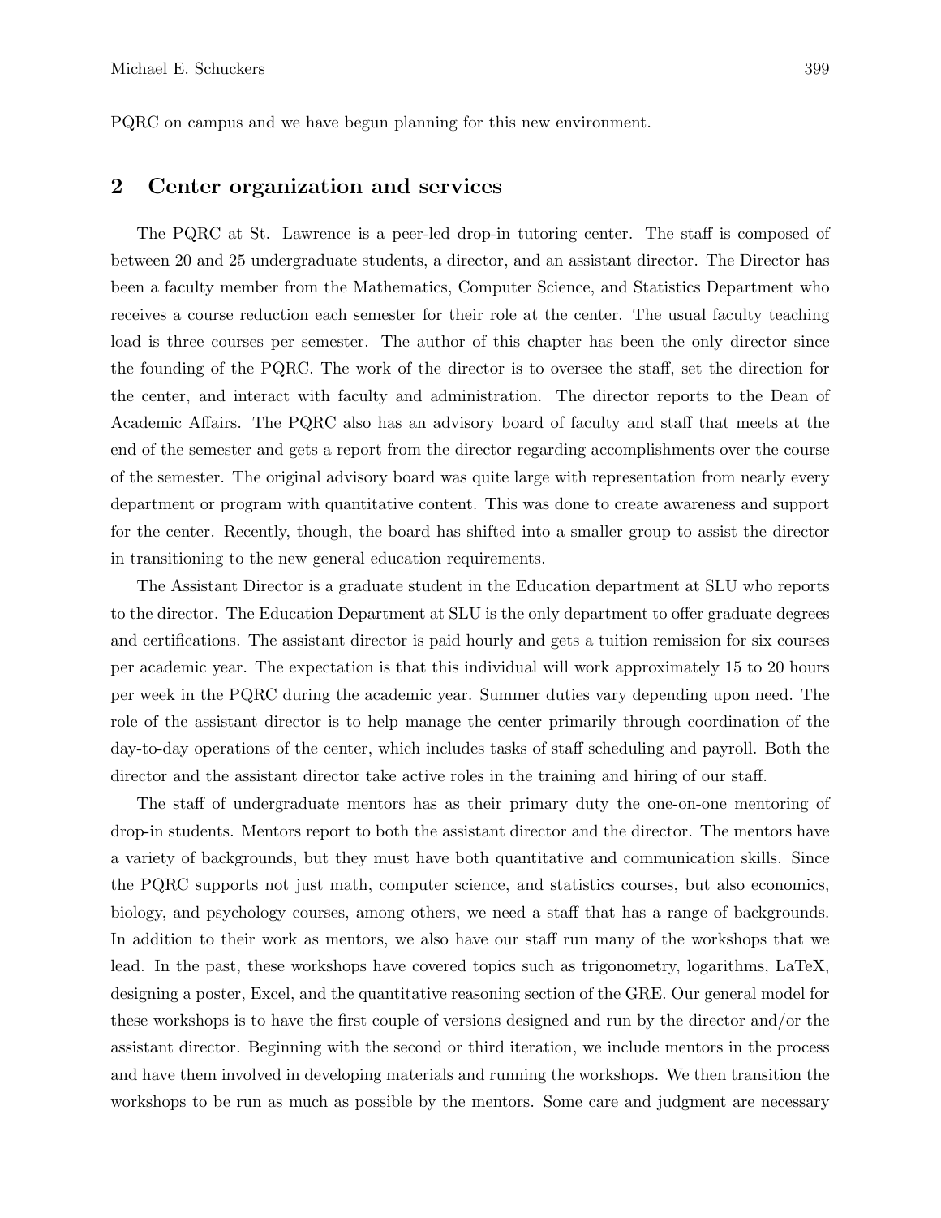PQRC on campus and we have begun planning for this new environment.

## 2 Center organization and services

The PQRC at St. Lawrence is a peer-led drop-in tutoring center. The staff is composed of between 20 and 25 undergraduate students, a director, and an assistant director. The Director has been a faculty member from the Mathematics, Computer Science, and Statistics Department who receives a course reduction each semester for their role at the center. The usual faculty teaching load is three courses per semester. The author of this chapter has been the only director since the founding of the PQRC. The work of the director is to oversee the staff, set the direction for the center, and interact with faculty and administration. The director reports to the Dean of Academic Affairs. The PQRC also has an advisory board of faculty and staff that meets at the end of the semester and gets a report from the director regarding accomplishments over the course of the semester. The original advisory board was quite large with representation from nearly every department or program with quantitative content. This was done to create awareness and support for the center. Recently, though, the board has shifted into a smaller group to assist the director in transitioning to the new general education requirements.

The Assistant Director is a graduate student in the Education department at SLU who reports to the director. The Education Department at SLU is the only department to offer graduate degrees and certifications. The assistant director is paid hourly and gets a tuition remission for six courses per academic year. The expectation is that this individual will work approximately 15 to 20 hours per week in the PQRC during the academic year. Summer duties vary depending upon need. The role of the assistant director is to help manage the center primarily through coordination of the day-to-day operations of the center, which includes tasks of staff scheduling and payroll. Both the director and the assistant director take active roles in the training and hiring of our staff.

The staff of undergraduate mentors has as their primary duty the one-on-one mentoring of drop-in students. Mentors report to both the assistant director and the director. The mentors have a variety of backgrounds, but they must have both quantitative and communication skills. Since the PQRC supports not just math, computer science, and statistics courses, but also economics, biology, and psychology courses, among others, we need a staff that has a range of backgrounds. In addition to their work as mentors, we also have our staff run many of the workshops that we lead. In the past, these workshops have covered topics such as trigonometry, logarithms, LaTeX, designing a poster, Excel, and the quantitative reasoning section of the GRE. Our general model for these workshops is to have the first couple of versions designed and run by the director and/or the assistant director. Beginning with the second or third iteration, we include mentors in the process and have them involved in developing materials and running the workshops. We then transition the workshops to be run as much as possible by the mentors. Some care and judgment are necessary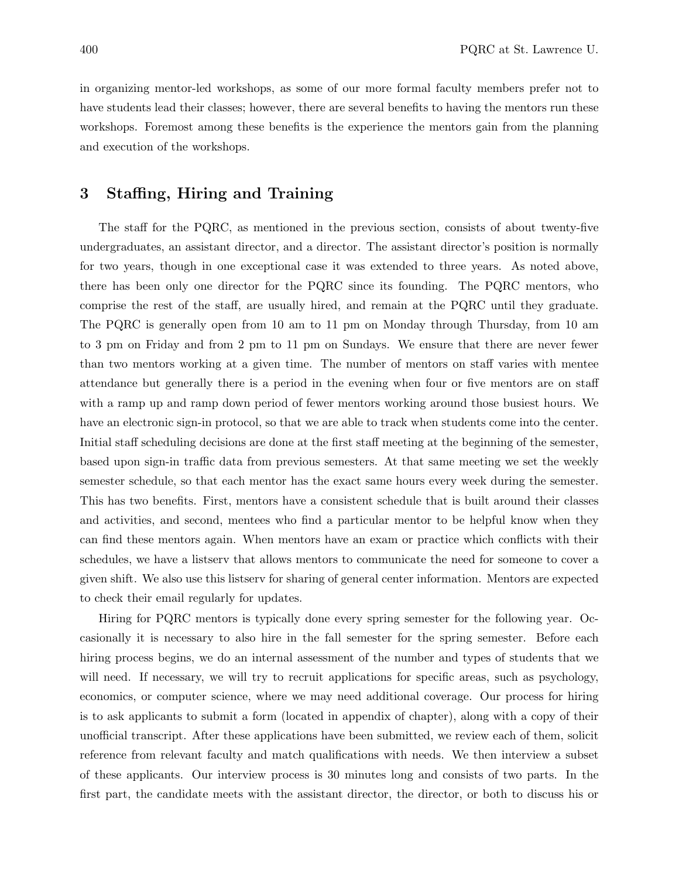in organizing mentor-led workshops, as some of our more formal faculty members prefer not to have students lead their classes; however, there are several benefits to having the mentors run these workshops. Foremost among these benefits is the experience the mentors gain from the planning and execution of the workshops.

## 3 Staffing, Hiring and Training

The staff for the PQRC, as mentioned in the previous section, consists of about twenty-five undergraduates, an assistant director, and a director. The assistant director's position is normally for two years, though in one exceptional case it was extended to three years. As noted above, there has been only one director for the PQRC since its founding. The PQRC mentors, who comprise the rest of the staff, are usually hired, and remain at the PQRC until they graduate. The PQRC is generally open from 10 am to 11 pm on Monday through Thursday, from 10 am to 3 pm on Friday and from 2 pm to 11 pm on Sundays. We ensure that there are never fewer than two mentors working at a given time. The number of mentors on staff varies with mentee attendance but generally there is a period in the evening when four or five mentors are on staff with a ramp up and ramp down period of fewer mentors working around those busiest hours. We have an electronic sign-in protocol, so that we are able to track when students come into the center. Initial staff scheduling decisions are done at the first staff meeting at the beginning of the semester, based upon sign-in traffic data from previous semesters. At that same meeting we set the weekly semester schedule, so that each mentor has the exact same hours every week during the semester. This has two benefits. First, mentors have a consistent schedule that is built around their classes and activities, and second, mentees who find a particular mentor to be helpful know when they can find these mentors again. When mentors have an exam or practice which conflicts with their schedules, we have a listserv that allows mentors to communicate the need for someone to cover a given shift. We also use this listserv for sharing of general center information. Mentors are expected to check their email regularly for updates.

Hiring for PQRC mentors is typically done every spring semester for the following year. Occasionally it is necessary to also hire in the fall semester for the spring semester. Before each hiring process begins, we do an internal assessment of the number and types of students that we will need. If necessary, we will try to recruit applications for specific areas, such as psychology, economics, or computer science, where we may need additional coverage. Our process for hiring is to ask applicants to submit a form (located in appendix of chapter), along with a copy of their unofficial transcript. After these applications have been submitted, we review each of them, solicit reference from relevant faculty and match qualifications with needs. We then interview a subset of these applicants. Our interview process is 30 minutes long and consists of two parts. In the first part, the candidate meets with the assistant director, the director, or both to discuss his or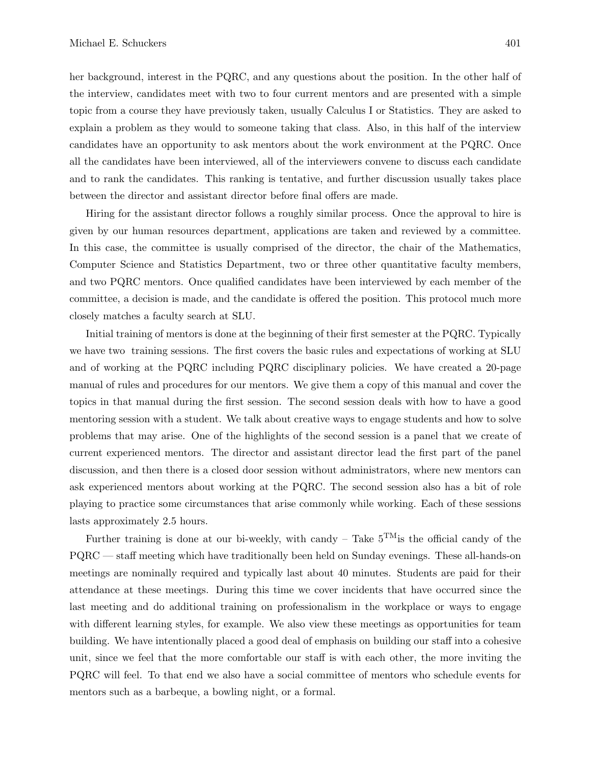her background, interest in the PQRC, and any questions about the position. In the other half of the interview, candidates meet with two to four current mentors and are presented with a simple topic from a course they have previously taken, usually Calculus I or Statistics. They are asked to explain a problem as they would to someone taking that class. Also, in this half of the interview candidates have an opportunity to ask mentors about the work environment at the PQRC. Once all the candidates have been interviewed, all of the interviewers convene to discuss each candidate and to rank the candidates. This ranking is tentative, and further discussion usually takes place between the director and assistant director before final offers are made.

Hiring for the assistant director follows a roughly similar process. Once the approval to hire is given by our human resources department, applications are taken and reviewed by a committee. In this case, the committee is usually comprised of the director, the chair of the Mathematics, Computer Science and Statistics Department, two or three other quantitative faculty members, and two PQRC mentors. Once qualified candidates have been interviewed by each member of the committee, a decision is made, and the candidate is offered the position. This protocol much more closely matches a faculty search at SLU.

Initial training of mentors is done at the beginning of their first semester at the PQRC. Typically we have two training sessions. The first covers the basic rules and expectations of working at SLU and of working at the PQRC including PQRC disciplinary policies. We have created a 20-page manual of rules and procedures for our mentors. We give them a copy of this manual and cover the topics in that manual during the first session. The second session deals with how to have a good mentoring session with a student. We talk about creative ways to engage students and how to solve problems that may arise. One of the highlights of the second session is a panel that we create of current experienced mentors. The director and assistant director lead the first part of the panel discussion, and then there is a closed door session without administrators, where new mentors can ask experienced mentors about working at the PQRC. The second session also has a bit of role playing to practice some circumstances that arise commonly while working. Each of these sessions lasts approximately 2.5 hours.

Further training is done at our bi-weekly, with candy – Take 5™is the official candy of the PQRC — staff meeting which have traditionally been held on Sunday evenings. These all-hands-on meetings are nominally required and typically last about 40 minutes. Students are paid for their attendance at these meetings. During this time we cover incidents that have occurred since the last meeting and do additional training on professionalism in the workplace or ways to engage with different learning styles, for example. We also view these meetings as opportunities for team building. We have intentionally placed a good deal of emphasis on building our staff into a cohesive unit, since we feel that the more comfortable our staff is with each other, the more inviting the PQRC will feel. To that end we also have a social committee of mentors who schedule events for mentors such as a barbeque, a bowling night, or a formal.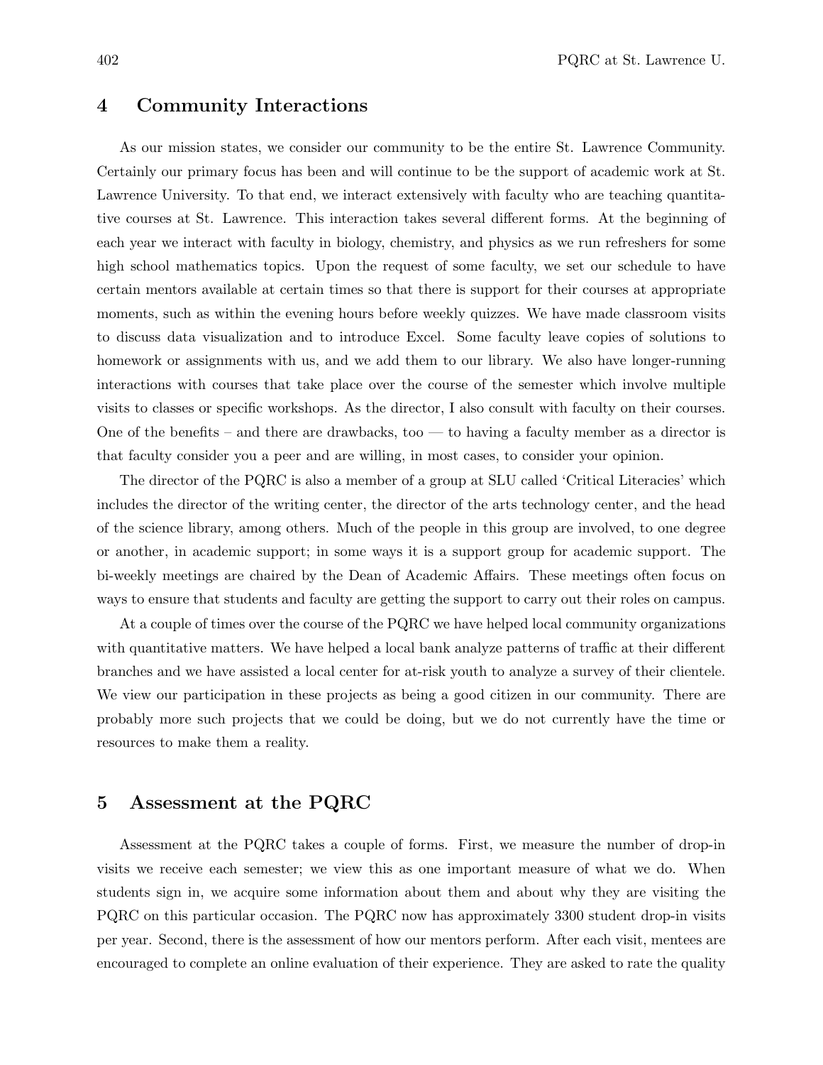## 4 Community Interactions

As our mission states, we consider our community to be the entire St. Lawrence Community. Certainly our primary focus has been and will continue to be the support of academic work at St. Lawrence University. To that end, we interact extensively with faculty who are teaching quantitative courses at St. Lawrence. This interaction takes several different forms. At the beginning of each year we interact with faculty in biology, chemistry, and physics as we run refreshers for some high school mathematics topics. Upon the request of some faculty, we set our schedule to have certain mentors available at certain times so that there is support for their courses at appropriate moments, such as within the evening hours before weekly quizzes. We have made classroom visits to discuss data visualization and to introduce Excel. Some faculty leave copies of solutions to homework or assignments with us, and we add them to our library. We also have longer-running interactions with courses that take place over the course of the semester which involve multiple visits to classes or specific workshops. As the director, I also consult with faculty on their courses. One of the benefits – and there are drawbacks, too — to having a faculty member as a director is that faculty consider you a peer and are willing, in most cases, to consider your opinion.

The director of the PQRC is also a member of a group at SLU called 'Critical Literacies' which includes the director of the writing center, the director of the arts technology center, and the head of the science library, among others. Much of the people in this group are involved, to one degree or another, in academic support; in some ways it is a support group for academic support. The bi-weekly meetings are chaired by the Dean of Academic Affairs. These meetings often focus on ways to ensure that students and faculty are getting the support to carry out their roles on campus.

At a couple of times over the course of the PQRC we have helped local community organizations with quantitative matters. We have helped a local bank analyze patterns of traffic at their different branches and we have assisted a local center for at-risk youth to analyze a survey of their clientele. We view our participation in these projects as being a good citizen in our community. There are probably more such projects that we could be doing, but we do not currently have the time or resources to make them a reality.

## 5 Assessment at the PQRC

Assessment at the PQRC takes a couple of forms. First, we measure the number of drop-in visits we receive each semester; we view this as one important measure of what we do. When students sign in, we acquire some information about them and about why they are visiting the PQRC on this particular occasion. The PQRC now has approximately 3300 student drop-in visits per year. Second, there is the assessment of how our mentors perform. After each visit, mentees are encouraged to complete an online evaluation of their experience. They are asked to rate the quality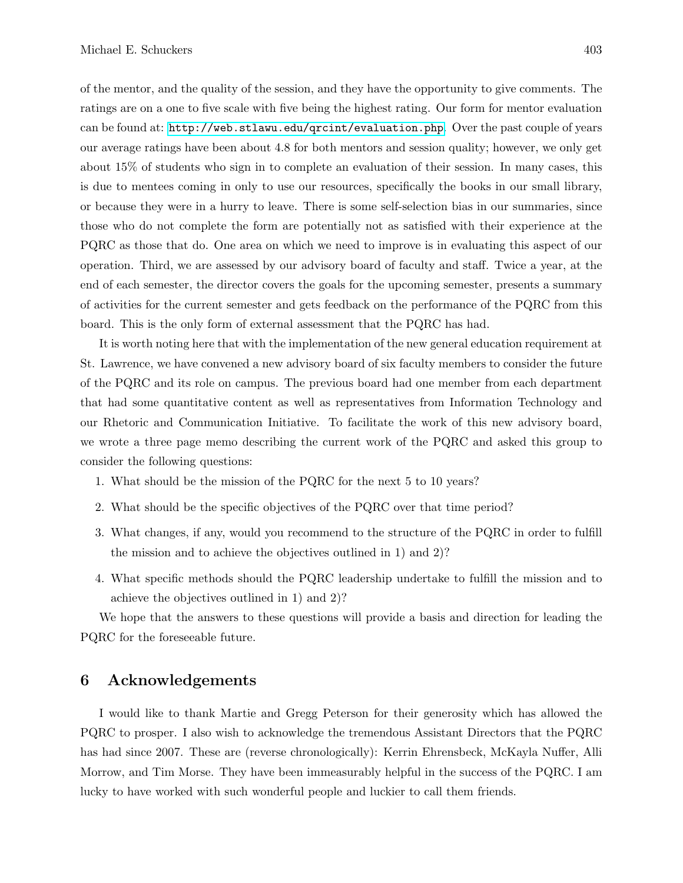of the mentor, and the quality of the session, and they have the opportunity to give comments. The ratings are on a one to five scale with five being the highest rating. Our form for mentor evaluation can be found at: http://web.stlawu.edu/qrcint/evaluation.php. Over the past couple of years our average ratings have been about 4.8 for both mentors and session quality; however, we only get about 15% of students who sign in to complete an evaluation of their session. In many cases, this is due to mentees coming in only to use our resources, specifically the books in our small library, or because they were in a hurry to leave. There is some self-selection bias in our summaries, since those who do not complete the form are potentially not as satisfied with their experience at the PQRC as those that do. One area on which we need to improve is in evaluating this aspect of our operation. Third, we are assessed by our advisory board of faculty and staff. Twice a year, at the end of each semester, the director covers the goals for the upcoming semester, presents a summary of activities for the current semester and gets feedback on the performance of the PQRC from this board. This is the only form of external assessment that the PQRC has had.

It is worth noting here that with the implementation of the new general education requirement at St. Lawrence, we have convened a new advisory board of six faculty members to consider the future of the PQRC and its role on campus. The previous board had one member from each department that had some quantitative content as well as representatives from Information Technology and our Rhetoric and Communication Initiative. To facilitate the work of this new advisory board, we wrote a three page memo describing the current work of the PQRC and asked this group to consider the following questions:

1. What should be the mission of the PQRC for the next 5 to 10 years?
2. What should be the specific objectives of the PQRC over that time period?
3. What changes, if any, would you recommend to the structure of the PQRC in order to fulfill the mission and to achieve the objectives outlined in 1) and 2)?
4. What specific methods should the PQRC leadership undertake to fulfill the mission and to achieve the objectives outlined in 1) and 2)?

We hope that the answers to these questions will provide a basis and direction for leading the PQRC for the foreseeable future.

## 6 Acknowledgements

I would like to thank Martie and Gregg Peterson for their generosity which has allowed the PQRC to prosper. I also wish to acknowledge the tremendous Assistant Directors that the PQRC has had since 2007. These are (reverse chronologically): Kerrin Ehrensbeck, McKayla Nuffer, Alli Morrow, and Tim Morse. They have been immeasurably helpful in the success of the PQRC. I am lucky to have worked with such wonderful people and luckier to call them friends.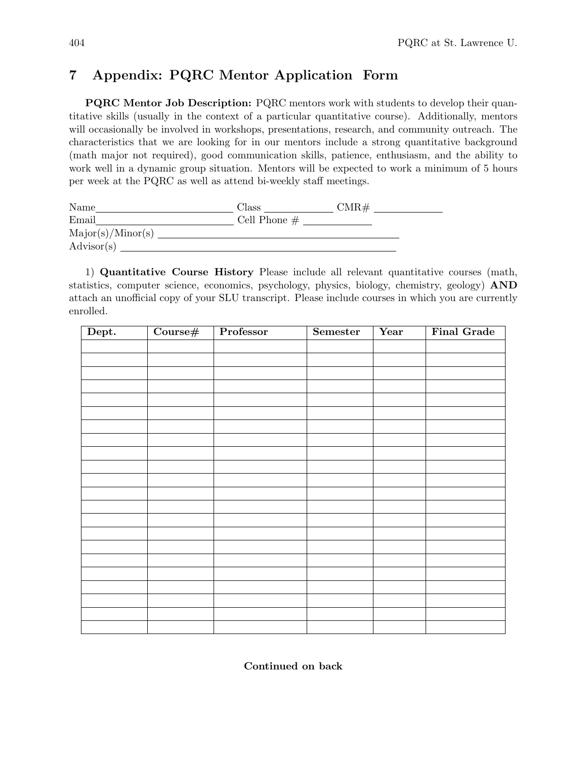## 7 Appendix: PQRC Mentor Application Form

**PQRC Mentor Job Description:** PQRC mentors work with students to develop their quantitative skills (usually in the context of a particular quantitative course). Additionally, mentors will occasionally be involved in workshops, presentations, research, and community outreach. The characteristics that we are looking for in our mentors include a strong quantitative background (math major not required), good communication skills, patience, enthusiasm, and the ability to work well in a dynamic group situation. Mentors will be expected to work a minimum of 5 hours per week at the PQRC as well as attend bi-weekly staff meetings.

Name\_\_\_\_\_\_\_\_\_\_\_\_\_\_\_\_\_\_\_\_\_\_\_\_ Class \_\_\_\_\_\_\_\_\_\_\_\_ CMR# \_\_\_\_\_\_\_\_\_\_\_\_
Email\_\_\_\_\_\_\_\_\_\_\_\_\_\_\_\_\_\_\_\_\_\_\_\_ Cell Phone # \_\_\_\_\_\_\_\_\_\_\_\_
Major(s)/Minor(s) \_\_\_\_\_\_\_\_\_\_\_\_\_\_\_\_\_\_\_\_\_\_\_\_\_\_\_\_\_\_\_\_\_\_\_\_\_\_\_\_
Advisor(s) \_\_\_\_\_\_\_\_\_\_\_\_\_\_\_\_\_\_\_\_\_\_\_\_\_\_\_\_\_\_\_\_\_\_\_\_\_\_\_\_\_\_\_\_\_

1) **Quantitative Course History** Please include all relevant quantitative courses (math, statistics, computer science, economics, psychology, physics, biology, chemistry, geology) **AND** attach an unofficial copy of your SLU transcript. Please include courses in which you are currently enrolled.

| Dept. | Course# | Professor | Semester | Year | Final Grade |
|---|---|---|---|---|---|
| | | | | | |
| | | | | | |
| | | | | | |
| | | | | | |
| | | | | | |
| | | | | | |
| | | | | | |
| | | | | | |
| | | | | | |
| | | | | | |
| | | | | | |
| | | | | | |
| | | | | | |
| | | | | | |
| | | | | | |
| | | | | | |
| | | | | | |
| | | | | | |
| | | | | | |
| | | | | | |
| | | | | | |
| | | | | | |

**Continued on back**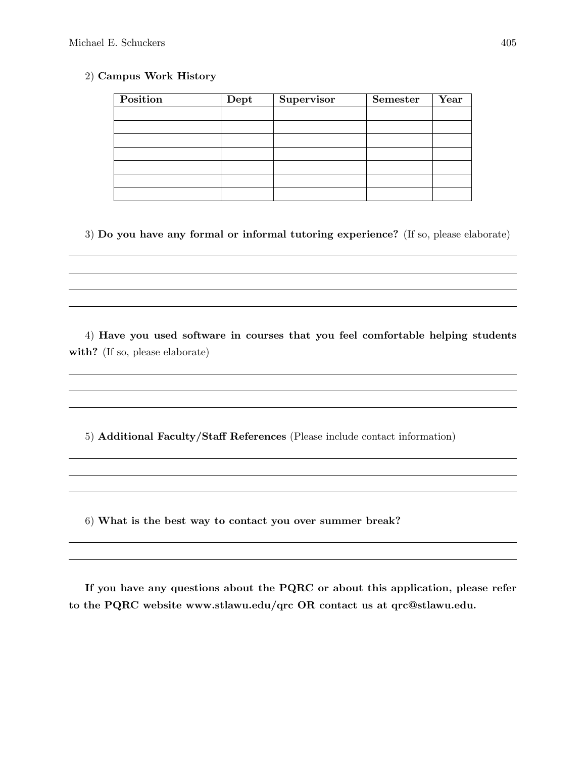2) **Campus Work History**

| Position | Dept | Supervisor | Semester | Year |
|---|---|---|---|---|
| | | | | |
| | | | | |
| | | | | |
| | | | | |
| | | | | |
| | | | | |
| | | | | |

3) **Do you have any formal or informal tutoring experience?** (If so, please elaborate)

_______________________________________________

_______________________________________________

_______________________________________________

_______________________________________________

4) **Have you used software in courses that you feel comfortable helping students with?** (If so, please elaborate)

_______________________________________________

_______________________________________________

_______________________________________________

5) **Additional Faculty/Staff References** (Please include contact information)

_______________________________________________

_______________________________________________

_______________________________________________

6) **What is the best way to contact you over summer break?**

_______________________________________________

_______________________________________________

**If you have any questions about the PQRC or about this application, please refer to the PQRC website www.stlawu.edu/qrc OR contact us at qrc@stlawu.edu.**